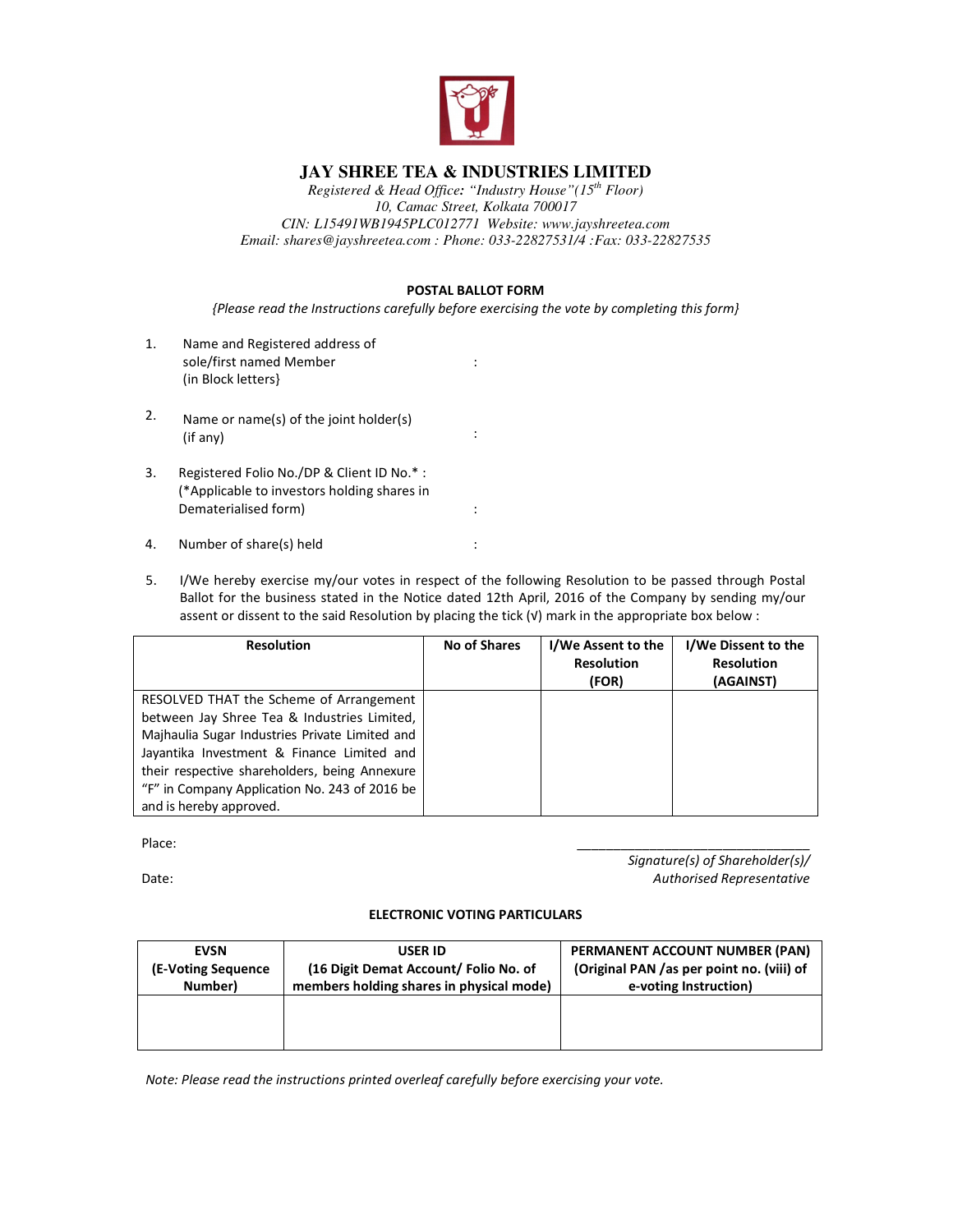# JAY SHREE TEA & INDUSTRIES LIMITED

*Registered & Head Office: "Industry House"(15th Floor)*
*10, Camac Street, Kolkata 700017*
*CIN: L15491WB1945PLC012771 Website: www.jayshreetea.com*
*Email: shares@jayshreetea.com : Phone: 033-22827531/4 :Fax: 033-22827535*

## POSTAL BALLOT FORM

*{Please read the Instructions carefully before exercising the vote by completing this form}*

1. Name and Registered address of sole/first named Member (in Block letters} :

2. Name or name(s) of the joint holder(s) (if any) :

3. Registered Folio No./DP & Client ID No.* : (*Applicable to investors holding shares in Dematerialised form) :

4. Number of share(s) held :

5. I/We hereby exercise my/our votes in respect of the following Resolution to be passed through Postal Ballot for the business stated in the Notice dated 12th April, 2016 of the Company by sending my/our assent or dissent to the said Resolution by placing the tick (√) mark in the appropriate box below :

| Resolution | No of Shares | I/We Assent to the Resolution (FOR) | I/We Dissent to the Resolution (AGAINST) |
|---|---|---|---|
| RESOLVED THAT the Scheme of Arrangement between Jay Shree Tea & Industries Limited, Majhaulia Sugar Industries Private Limited and Jayantika Investment & Finance Limited and their respective shareholders, being Annexure "F" in Company Application No. 243 of 2016 be and is hereby approved. | | | |

Place:

Date:

\_\_\_\_\_\_\_\_\_\_\_\_\_\_\_\_\_\_\_\_\_\_\_\_\_\_\_\_\_\_\_\_
*Signature(s) of Shareholder(s)/ Authorised Representative*

### ELECTRONIC VOTING PARTICULARS

| EVSN (E-Voting Sequence Number) | USER ID (16 Digit Demat Account/ Folio No. of members holding shares in physical mode) | PERMANENT ACCOUNT NUMBER (PAN) (Original PAN /as per point no. (viii) of e-voting Instruction) |
|---|---|---|
| | | |

*Note: Please read the instructions printed overleaf carefully before exercising your vote.*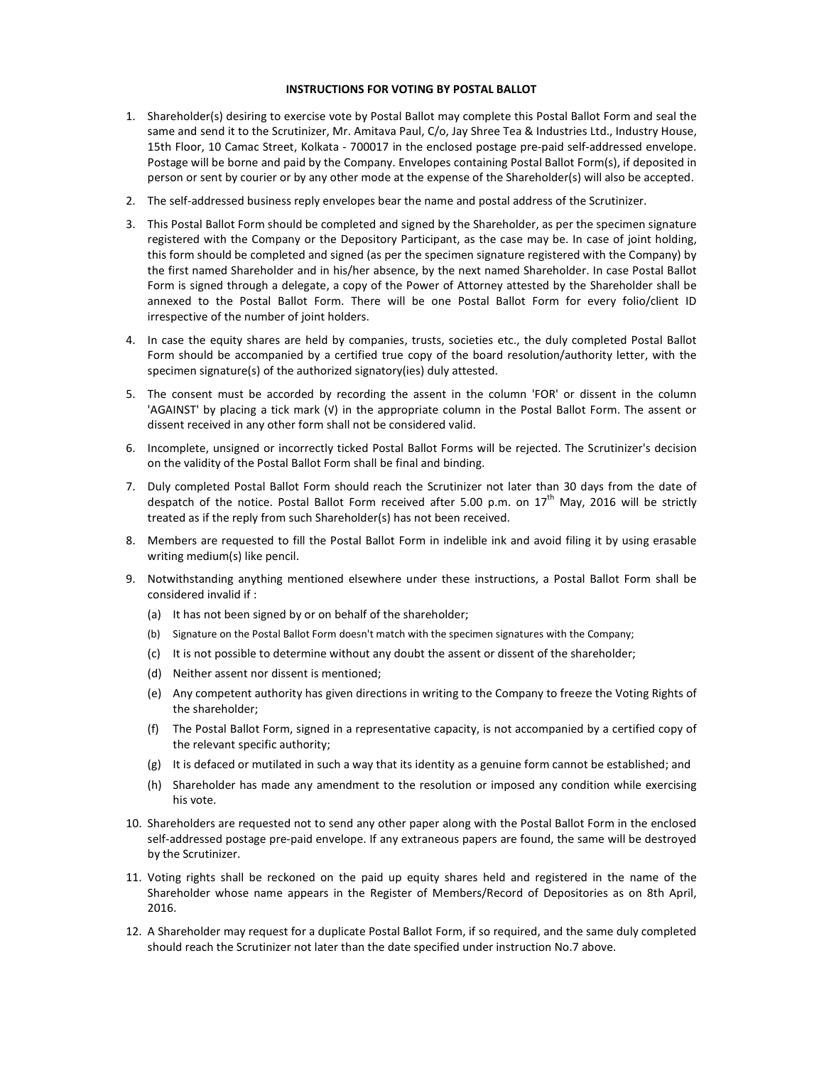## INSTRUCTIONS FOR VOTING BY POSTAL BALLOT

1. Shareholder(s) desiring to exercise vote by Postal Ballot may complete this Postal Ballot Form and seal the same and send it to the Scrutinizer, Mr. Amitava Paul, C/o, Jay Shree Tea & Industries Ltd., Industry House, 15th Floor, 10 Camac Street, Kolkata - 700017 in the enclosed postage pre-paid self-addressed envelope. Postage will be borne and paid by the Company. Envelopes containing Postal Ballot Form(s), if deposited in person or sent by courier or by any other mode at the expense of the Shareholder(s) will also be accepted.

2. The self-addressed business reply envelopes bear the name and postal address of the Scrutinizer.

3. This Postal Ballot Form should be completed and signed by the Shareholder, as per the specimen signature registered with the Company or the Depository Participant, as the case may be. In case of joint holding, this form should be completed and signed (as per the specimen signature registered with the Company) by the first named Shareholder and in his/her absence, by the next named Shareholder. In case Postal Ballot Form is signed through a delegate, a copy of the Power of Attorney attested by the Shareholder shall be annexed to the Postal Ballot Form. There will be one Postal Ballot Form for every folio/client ID irrespective of the number of joint holders.

4. In case the equity shares are held by companies, trusts, societies etc., the duly completed Postal Ballot Form should be accompanied by a certified true copy of the board resolution/authority letter, with the specimen signature(s) of the authorized signatory(ies) duly attested.

5. The consent must be accorded by recording the assent in the column 'FOR' or dissent in the column 'AGAINST' by placing a tick mark (√) in the appropriate column in the Postal Ballot Form. The assent or dissent received in any other form shall not be considered valid.

6. Incomplete, unsigned or incorrectly ticked Postal Ballot Forms will be rejected. The Scrutinizer's decision on the validity of the Postal Ballot Form shall be final and binding.

7. Duly completed Postal Ballot Form should reach the Scrutinizer not later than 30 days from the date of despatch of the notice. Postal Ballot Form received after 5.00 p.m. on 17th May, 2016 will be strictly treated as if the reply from such Shareholder(s) has not been received.

8. Members are requested to fill the Postal Ballot Form in indelible ink and avoid filing it by using erasable writing medium(s) like pencil.

9. Notwithstanding anything mentioned elsewhere under these instructions, a Postal Ballot Form shall be considered invalid if :
   - (a) It has not been signed by or on behalf of the shareholder;
   - (b) Signature on the Postal Ballot Form doesn't match with the specimen signatures with the Company;
   - (c) It is not possible to determine without any doubt the assent or dissent of the shareholder;
   - (d) Neither assent nor dissent is mentioned;
   - (e) Any competent authority has given directions in writing to the Company to freeze the Voting Rights of the shareholder;
   - (f) The Postal Ballot Form, signed in a representative capacity, is not accompanied by a certified copy of the relevant specific authority;
   - (g) It is defaced or mutilated in such a way that its identity as a genuine form cannot be established; and
   - (h) Shareholder has made any amendment to the resolution or imposed any condition while exercising his vote.

10. Shareholders are requested not to send any other paper along with the Postal Ballot Form in the enclosed self-addressed postage pre-paid envelope. If any extraneous papers are found, the same will be destroyed by the Scrutinizer.

11. Voting rights shall be reckoned on the paid up equity shares held and registered in the name of the Shareholder whose name appears in the Register of Members/Record of Depositories as on 8th April, 2016.

12. A Shareholder may request for a duplicate Postal Ballot Form, if so required, and the same duly completed should reach the Scrutinizer not later than the date specified under instruction No.7 above.